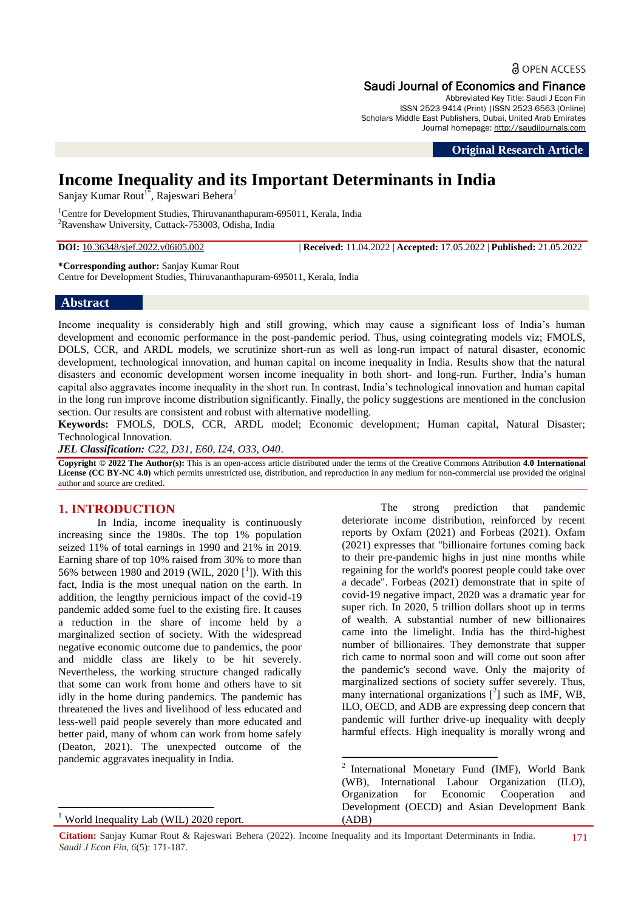Original Research Article

# Income Inequality and its Important Determinants in India

Sanjay Kumar Rout[1*], Rajeswari Behera[2]

[1]Centre for Development Studies, Thiruvananthapuram-695011, Kerala, India
[2]Ravenshaw University, Cuttack-753003, Odisha, India

**DOI:** 10.36348/sjef.2022.v06i05.002 | **Received:** 11.04.2022 | **Accepted:** 17.05.2022 | **Published:** 21.05.2022

**\*Corresponding author:** Sanjay Kumar Rout
Centre for Development Studies, Thiruvananthapuram-695011, Kerala, India

## Abstract

Income inequality is considerably high and still growing, which may cause a significant loss of India's human development and economic performance in the post-pandemic period. Thus, using cointegrating models viz; FMOLS, DOLS, CCR, and ARDL models, we scrutinize short-run as well as long-run impact of natural disaster, economic development, technological innovation, and human capital on income inequality in India. Results show that the natural disasters and economic development worsen income inequality in both short- and long-run. Further, India's human capital also aggravates income inequality in the short run. In contrast, India's technological innovation and human capital in the long run improve income distribution significantly. Finally, the policy suggestions are mentioned in the conclusion section. Our results are consistent and robust with alternative modelling.

**Keywords:** FMOLS, DOLS, CCR, ARDL model; Economic development; Human capital, Natural Disaster; Technological Innovation.

***JEL Classification:*** *C22, D31, E60, I24, O33, O40*.

**Copyright © 2022 The Author(s):** This is an open-access article distributed under the terms of the Creative Commons Attribution **4.0 International License (CC BY-NC 4.0)** which permits unrestricted use, distribution, and reproduction in any medium for non-commercial use provided the original author and source are credited.

## 1. INTRODUCTION

In India, income inequality is continuously increasing since the 1980s. The top 1% population seized 11% of total earnings in 1990 and 21% in 2019. Earning share of top 10% raised from 30% to more than 56% between 1980 and 2019 (WIL, 2020 [1]). With this fact, India is the most unequal nation on the earth. In addition, the lengthy pernicious impact of the covid-19 pandemic added some fuel to the existing fire. It causes a reduction in the share of income held by a marginalized section of society. With the widespread negative economic outcome due to pandemics, the poor and middle class are likely to be hit severely. Nevertheless, the working structure changed radically that some can work from home and others have to sit idly in the home during pandemics. The pandemic has threatened the lives and livelihood of less educated and less-well paid people severely than more educated and better paid, many of whom can work from home safely (Deaton, 2021). The unexpected outcome of the pandemic aggravates inequality in India.

The strong prediction that pandemic deteriorate income distribution, reinforced by recent reports by Oxfam (2021) and Forbeas (2021). Oxfam (2021) expresses that "billionaire fortunes coming back to their pre-pandemic highs in just nine months while regaining for the world's poorest people could take over a decade". Forbeas (2021) demonstrate that in spite of covid-19 negative impact, 2020 was a dramatic year for super rich. In 2020, 5 trillion dollars shoot up in terms of wealth. A substantial number of new billionaires came into the limelight. India has the third-highest number of billionaires. They demonstrate that supper rich came to normal soon and will come out soon after the pandemic's second wave. Only the majority of marginalized sections of society suffer severely. Thus, many international organizations [2] such as IMF, WB, ILO, OECD, and ADB are expressing deep concern that pandemic will further drive-up inequality with deeply harmful effects. High inequality is morally wrong and

[1] World Inequality Lab (WIL) 2020 report.

[2] International Monetary Fund (IMF), World Bank (WB), International Labour Organization (ILO), Organization for Economic Cooperation and Development (OECD) and Asian Development Bank (ADB)

**Citation:** Sanjay Kumar Rout & Rajeswari Behera (2022). Income Inequality and its Important Determinants in India. *Saudi J Econ Fin, 6*(5): 171-187.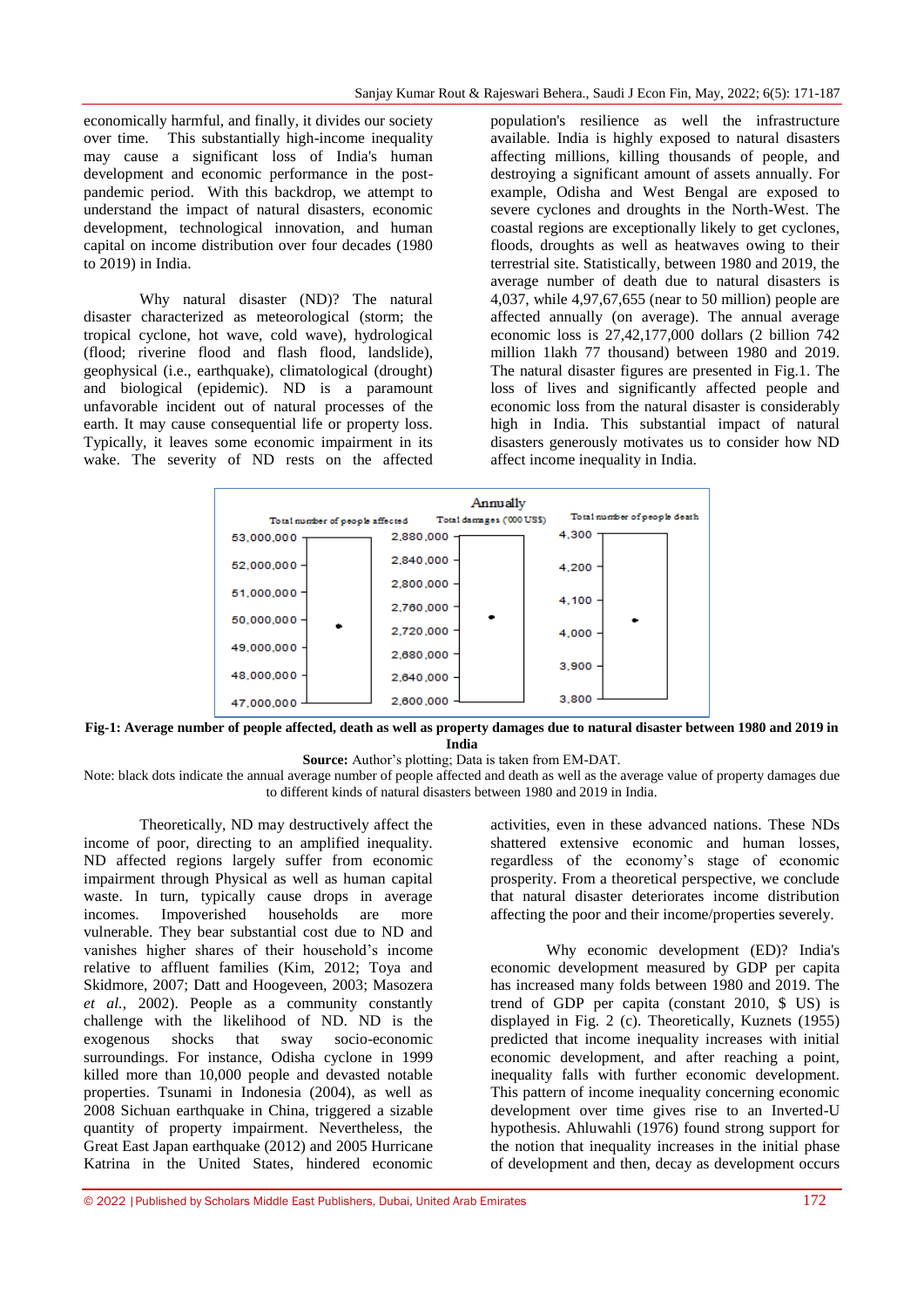economically harmful, and finally, it divides our society over time. This substantially high-income inequality may cause a significant loss of India's human development and economic performance in the post-pandemic period. With this backdrop, we attempt to understand the impact of natural disasters, economic development, technological innovation, and human capital on income distribution over four decades (1980 to 2019) in India.

Why natural disaster (ND)? The natural disaster characterized as meteorological (storm; the tropical cyclone, hot wave, cold wave), hydrological (flood; riverine flood and flash flood, landslide), geophysical (i.e., earthquake), climatological (drought) and biological (epidemic). ND is a paramount unfavorable incident out of natural processes of the earth. It may cause consequential life or property loss. Typically, it leaves some economic impairment in its wake. The severity of ND rests on the affected population's resilience as well the infrastructure available. India is highly exposed to natural disasters affecting millions, killing thousands of people, and destroying a significant amount of assets annually. For example, Odisha and West Bengal are exposed to severe cyclones and droughts in the North-West. The coastal regions are exceptionally likely to get cyclones, floods, droughts as well as heatwaves owing to their terrestrial site. Statistically, between 1980 and 2019, the average number of death due to natural disasters is 4,037, while 4,97,67,655 (near to 50 million) people are affected annually (on average). The annual average economic loss is 27,42,177,000 dollars (2 billion 742 million 1lakh 77 thousand) between 1980 and 2019. The natural disaster figures are presented in Fig.1. The loss of lives and significantly affected people and economic loss from the natural disaster is considerably high in India. This substantial impact of natural disasters generously motivates us to consider how ND affect income inequality in India.

**Fig-1: Average number of people affected, death as well as property damages due to natural disaster between 1980 and 2019 in India**

**Source:** Author's plotting; Data is taken from EM-DAT.

Note: black dots indicate the annual average number of people affected and death as well as the average value of property damages due to different kinds of natural disasters between 1980 and 2019 in India.

Theoretically, ND may destructively affect the income of poor, directing to an amplified inequality. ND affected regions largely suffer from economic impairment through Physical as well as human capital waste. In turn, typically cause drops in average incomes. Impoverished households are more vulnerable. They bear substantial cost due to ND and vanishes higher shares of their household's income relative to affluent families (Kim, 2012; Toya and Skidmore, 2007; Datt and Hoogeveen, 2003; Masozera *et al.,* 2002). People as a community constantly challenge with the likelihood of ND. ND is the exogenous shocks that sway socio-economic surroundings. For instance, Odisha cyclone in 1999 killed more than 10,000 people and devasted notable properties. Tsunami in Indonesia (2004), as well as 2008 Sichuan earthquake in China, triggered a sizable quantity of property impairment. Nevertheless, the Great East Japan earthquake (2012) and 2005 Hurricane Katrina in the United States, hindered economic activities, even in these advanced nations. These NDs shattered extensive economic and human losses, regardless of the economy's stage of economic prosperity. From a theoretical perspective, we conclude that natural disaster deteriorates income distribution affecting the poor and their income/properties severely.

Why economic development (ED)? India's economic development measured by GDP per capita has increased many folds between 1980 and 2019. The trend of GDP per capita (constant 2010, $ US) is displayed in Fig. 2 (c). Theoretically, Kuznets (1955) predicted that income inequality increases with initial economic development, and after reaching a point, inequality falls with further economic development. This pattern of income inequality concerning economic development over time gives rise to an Inverted-U hypothesis. Ahluwahli (1976) found strong support for the notion that inequality increases in the initial phase of development and then, decay as development occurs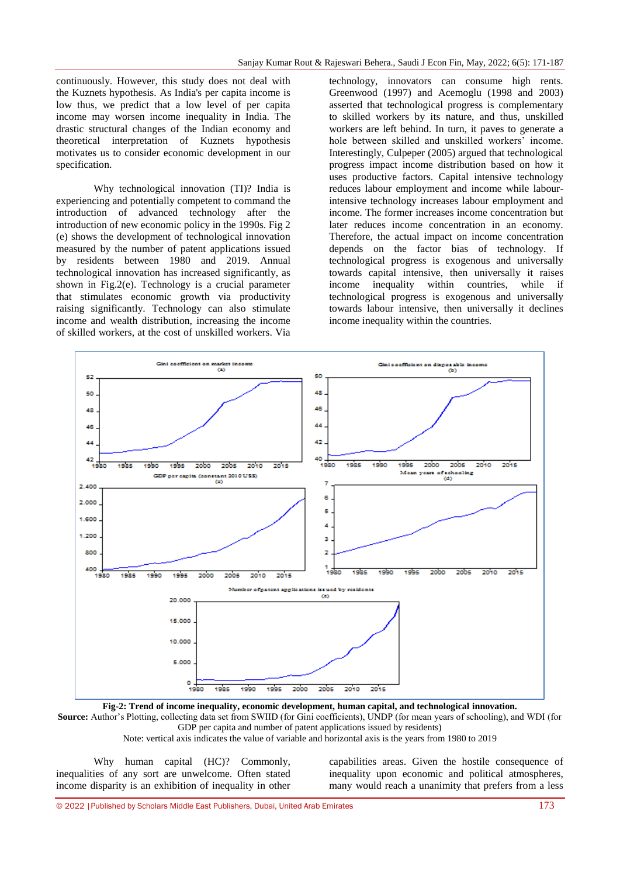continuously. However, this study does not deal with the Kuznets hypothesis. As India's per capita income is low thus, we predict that a low level of per capita income may worsen income inequality in India. The drastic structural changes of the Indian economy and theoretical interpretation of Kuznets hypothesis motivates us to consider economic development in our specification.

Why technological innovation (TI)? India is experiencing and potentially competent to command the introduction of advanced technology after the introduction of new economic policy in the 1990s. Fig 2 (e) shows the development of technological innovation measured by the number of patent applications issued by residents between 1980 and 2019. Annual technological innovation has increased significantly, as shown in Fig.2(e). Technology is a crucial parameter that stimulates economic growth via productivity raising significantly. Technology can also stimulate income and wealth distribution, increasing the income of skilled workers, at the cost of unskilled workers. Via technology, innovators can consume high rents. Greenwood (1997) and Acemoglu (1998 and 2003) asserted that technological progress is complementary to skilled workers by its nature, and thus, unskilled workers are left behind. In turn, it paves to generate a hole between skilled and unskilled workers' income. Interestingly, Culpeper (2005) argued that technological progress impact income distribution based on how it uses productive factors. Capital intensive technology reduces labour employment and income while labour-intensive technology increases labour employment and income. The former increases income concentration but later reduces income concentration in an economy. Therefore, the actual impact on income concentration depends on the factor bias of technology. If technological progress is exogenous and universally towards capital intensive, then universally it raises income inequality within countries, while if technological progress is exogenous and universally towards labour intensive, then universally it declines income inequality within the countries.

**Fig-2: Trend of income inequality, economic development, human capital, and technological innovation.**

**Source:** Author's Plotting, collecting data set from SWIID (for Gini coefficients), UNDP (for mean years of schooling), and WDI (for GDP per capita and number of patent applications issued by residents)

Note: vertical axis indicates the value of variable and horizontal axis is the years from 1980 to 2019

Why human capital (HC)? Commonly, inequalities of any sort are unwelcome. Often stated income disparity is an exhibition of inequality in other capabilities areas. Given the hostile consequence of inequality upon economic and political atmospheres, many would reach a unanimity that prefers from a less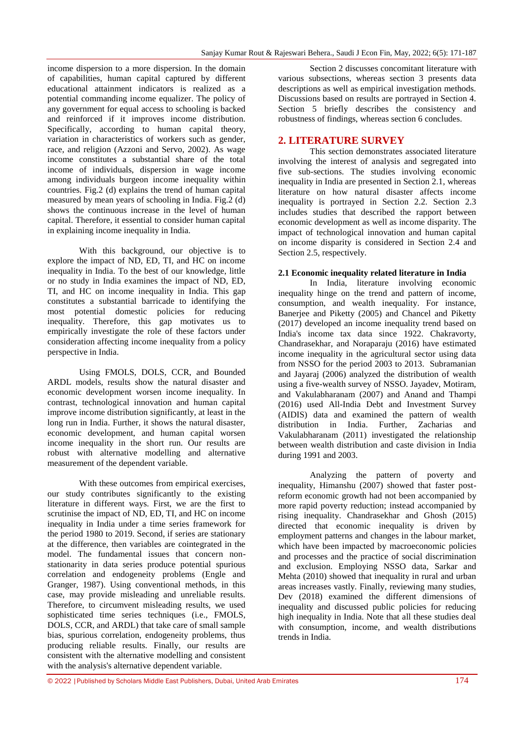income dispersion to a more dispersion. In the domain of capabilities, human capital captured by different educational attainment indicators is realized as a potential commanding income equalizer. The policy of any government for equal access to schooling is backed and reinforced if it improves income distribution. Specifically, according to human capital theory, variation in characteristics of workers such as gender, race, and religion (Azzoni and Servo, 2002). As wage income constitutes a substantial share of the total income of individuals, dispersion in wage income among individuals burgeon income inequality within countries. Fig.2 (d) explains the trend of human capital measured by mean years of schooling in India. Fig.2 (d) shows the continuous increase in the level of human capital. Therefore, it essential to consider human capital in explaining income inequality in India.

With this background, our objective is to explore the impact of ND, ED, TI, and HC on income inequality in India. To the best of our knowledge, little or no study in India examines the impact of ND, ED, TI, and HC on income inequality in India. This gap constitutes a substantial barricade to identifying the most potential domestic policies for reducing inequality. Therefore, this gap motivates us to empirically investigate the role of these factors under consideration affecting income inequality from a policy perspective in India.

Using FMOLS, DOLS, CCR, and Bounded ARDL models, results show the natural disaster and economic development worsen income inequality. In contrast, technological innovation and human capital improve income distribution significantly, at least in the long run in India. Further, it shows the natural disaster, economic development, and human capital worsen income inequality in the short run. Our results are robust with alternative modelling and alternative measurement of the dependent variable.

With these outcomes from empirical exercises, our study contributes significantly to the existing literature in different ways. First, we are the first to scrutinise the impact of ND, ED, TI, and HC on income inequality in India under a time series framework for the period 1980 to 2019. Second, if series are stationary at the difference, then variables are cointegrated in the model. The fundamental issues that concern non-stationarity in data series produce potential spurious correlation and endogeneity problems (Engle and Granger, 1987). Using conventional methods, in this case, may provide misleading and unreliable results. Therefore, to circumvent misleading results, we used sophisticated time series techniques (i.e., FMOLS, DOLS, CCR, and ARDL) that take care of small sample bias, spurious correlation, endogeneity problems, thus producing reliable results. Finally, our results are consistent with the alternative modelling and consistent with the analysis's alternative dependent variable.

Section 2 discusses concomitant literature with various subsections, whereas section 3 presents data descriptions as well as empirical investigation methods. Discussions based on results are portrayed in Section 4. Section 5 briefly describes the consistency and robustness of findings, whereas section 6 concludes.

## 2. LITERATURE SURVEY

This section demonstrates associated literature involving the interest of analysis and segregated into five sub-sections. The studies involving economic inequality in India are presented in Section 2.1, whereas literature on how natural disaster affects income inequality is portrayed in Section 2.2. Section 2.3 includes studies that described the rapport between economic development as well as income disparity. The impact of technological innovation and human capital on income disparity is considered in Section 2.4 and Section 2.5, respectively.

### 2.1 Economic inequality related literature in India

In India, literature involving economic inequality hinge on the trend and pattern of income, consumption, and wealth inequality. For instance, Banerjee and Piketty (2005) and Chancel and Piketty (2017) developed an income inequality trend based on India's income tax data since 1922. Chakravorty, Chandrasekhar, and Noraparaju (2016) have estimated income inequality in the agricultural sector using data from NSSO for the period 2003 to 2013. Subramanian and Jayaraj (2006) analyzed the distribution of wealth using a five-wealth survey of NSSO. Jayadev, Motiram, and Vakulabharanam (2007) and Anand and Thampi (2016) used All-India Debt and Investment Survey (AIDIS) data and examined the pattern of wealth distribution in India. Further, Zacharias and Vakulabharanam (2011) investigated the relationship between wealth distribution and caste division in India during 1991 and 2003.

Analyzing the pattern of poverty and inequality, Himanshu (2007) showed that faster post-reform economic growth had not been accompanied by more rapid poverty reduction; instead accompanied by rising inequality. Chandrasekhar and Ghosh (2015) directed that economic inequality is driven by employment patterns and changes in the labour market, which have been impacted by macroeconomic policies and processes and the practice of social discrimination and exclusion. Employing NSSO data, Sarkar and Mehta (2010) showed that inequality in rural and urban areas increases vastly. Finally, reviewing many studies, Dev (2018) examined the different dimensions of inequality and discussed public policies for reducing high inequality in India. Note that all these studies deal with consumption, income, and wealth distributions trends in India.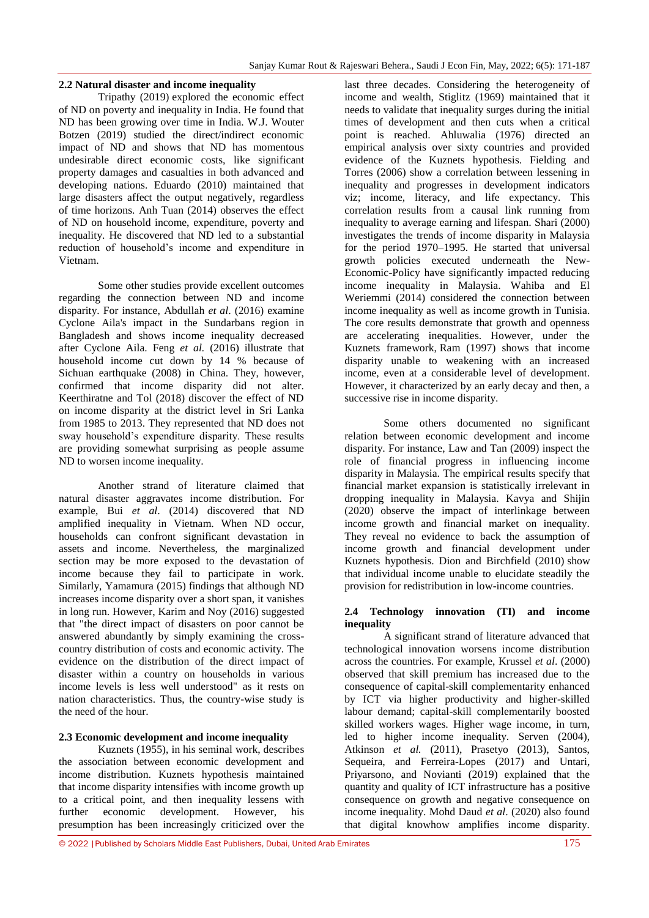### 2.2 Natural disaster and income inequality

Tripathy (2019) explored the economic effect of ND on poverty and inequality in India. He found that ND has been growing over time in India. W.J. Wouter Botzen (2019) studied the direct/indirect economic impact of ND and shows that ND has momentous undesirable direct economic costs, like significant property damages and casualties in both advanced and developing nations. Eduardo (2010) maintained that large disasters affect the output negatively, regardless of time horizons. Anh Tuan (2014) observes the effect of ND on household income, expenditure, poverty and inequality. He discovered that ND led to a substantial reduction of household's income and expenditure in Vietnam.

Some other studies provide excellent outcomes regarding the connection between ND and income disparity. For instance, Abdullah *et al*. (2016) examine Cyclone Aila's impact in the Sundarbans region in Bangladesh and shows income inequality decreased after Cyclone Aila. Feng *et al.* (2016) illustrate that household income cut down by 14 % because of Sichuan earthquake (2008) in China. They, however, confirmed that income disparity did not alter. Keerthiratne and Tol (2018) discover the effect of ND on income disparity at the district level in Sri Lanka from 1985 to 2013. They represented that ND does not sway household's expenditure disparity. These results are providing somewhat surprising as people assume ND to worsen income inequality.

Another strand of literature claimed that natural disaster aggravates income distribution. For example, Bui *et al*. (2014) discovered that ND amplified inequality in Vietnam. When ND occur, households can confront significant devastation in assets and income. Nevertheless, the marginalized section may be more exposed to the devastation of income because they fail to participate in work. Similarly, Yamamura (2015) findings that although ND increases income disparity over a short span, it vanishes in long run. However, Karim and Noy (2016) suggested that "the direct impact of disasters on poor cannot be answered abundantly by simply examining the cross-country distribution of costs and economic activity. The evidence on the distribution of the direct impact of disaster within a country on households in various income levels is less well understood" as it rests on nation characteristics. Thus, the country-wise study is the need of the hour.

### 2.3 Economic development and income inequality

Kuznets (1955), in his seminal work, describes the association between economic development and income distribution. Kuznets hypothesis maintained that income disparity intensifies with income growth up to a critical point, and then inequality lessens with further economic development. However, his presumption has been increasingly criticized over the last three decades. Considering the heterogeneity of income and wealth, Stiglitz (1969) maintained that it needs to validate that inequality surges during the initial times of development and then cuts when a critical point is reached. Ahluwalia (1976) directed an empirical analysis over sixty countries and provided evidence of the Kuznets hypothesis. Fielding and Torres (2006) show a correlation between lessening in inequality and progresses in development indicators viz; income, literacy, and life expectancy. This correlation results from a causal link running from inequality to average earning and lifespan. Shari (2000) investigates the trends of income disparity in Malaysia for the period 1970–1995. He started that universal growth policies executed underneath the New-Economic-Policy have significantly impacted reducing income inequality in Malaysia. Wahiba and El Weriemmi (2014) considered the connection between income inequality as well as income growth in Tunisia. The core results demonstrate that growth and openness are accelerating inequalities. However, under the Kuznets framework, Ram (1997) shows that income disparity unable to weakening with an increased income, even at a considerable level of development. However, it characterized by an early decay and then, a successive rise in income disparity.

Some others documented no significant relation between economic development and income disparity. For instance, Law and Tan (2009) inspect the role of financial progress in influencing income disparity in Malaysia. The empirical results specify that financial market expansion is statistically irrelevant in dropping inequality in Malaysia. Kavya and Shijin (2020) observe the impact of interlinkage between income growth and financial market on inequality. They reveal no evidence to back the assumption of income growth and financial development under Kuznets hypothesis. Dion and Birchfield (2010) show that individual income unable to elucidate steadily the provision for redistribution in low-income countries.

### 2.4 Technology innovation (TI) and income inequality

A significant strand of literature advanced that technological innovation worsens income distribution across the countries. For example, Krussel *et al*. (2000) observed that skill premium has increased due to the consequence of capital-skill complementarity enhanced by ICT via higher productivity and higher-skilled labour demand; capital-skill complementarily boosted skilled workers wages. Higher wage income, in turn, led to higher income inequality. Serven (2004), Atkinson *et al.* (2011), Prasetyo (2013), Santos, Sequeira, and Ferreira-Lopes (2017) and Untari, Priyarsono, and Novianti (2019) explained that the quantity and quality of ICT infrastructure has a positive consequence on growth and negative consequence on income inequality. Mohd Daud *et al*. (2020) also found that digital knowhow amplifies income disparity.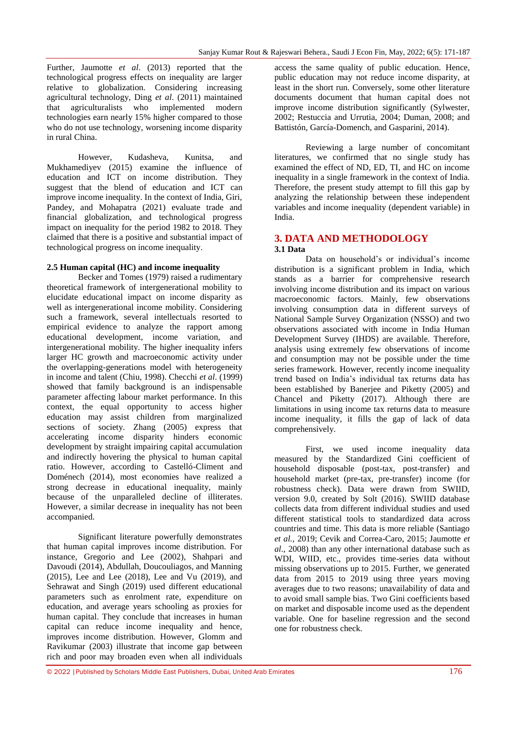Further, Jaumotte *et al*. (2013) reported that the technological progress effects on inequality are larger relative to globalization. Considering increasing agricultural technology, Ding *et al*. (2011) maintained that agriculturalists who implemented modern technologies earn nearly 15% higher compared to those who do not use technology, worsening income disparity in rural China.

However, Kudasheva, Kunitsa, and Mukhamediyev (2015) examine the influence of education and ICT on income distribution. They suggest that the blend of education and ICT can improve income inequality. In the context of India, Giri, Pandey, and Mohapatra (2021) evaluate trade and financial globalization, and technological progress impact on inequality for the period 1982 to 2018. They claimed that there is a positive and substantial impact of technological progress on income inequality.

### 2.5 Human capital (HC) and income inequality

Becker and Tomes (1979) raised a rudimentary theoretical framework of intergenerational mobility to elucidate educational impact on income disparity as well as intergenerational income mobility. Considering such a framework, several intellectuals resorted to empirical evidence to analyze the rapport among educational development, income variation, and intergenerational mobility. The higher inequality infers larger HC growth and macroeconomic activity under the overlapping-generations model with heterogeneity in income and talent (Chiu, 1998). Checchi *et al*. (1999) showed that family background is an indispensable parameter affecting labour market performance. In this context, the equal opportunity to access higher education may assist children from marginalized sections of society. Zhang (2005) express that accelerating income disparity hinders economic development by straight impairing capital accumulation and indirectly hovering the physical to human capital ratio. However, according to Castelló-Climent and Doménech (2014), most economies have realized a strong decrease in educational inequality, mainly because of the unparalleled decline of illiterates. However, a similar decrease in inequality has not been accompanied.

Significant literature powerfully demonstrates that human capital improves income distribution. For instance, Gregorio and Lee (2002), Shahpari and Davoudi (2014), Abdullah, Doucouliagos, and Manning (2015), Lee and Lee (2018), Lee and Vu (2019), and Sehrawat and Singh (2019) used different educational parameters such as enrolment rate, expenditure on education, and average years schooling as proxies for human capital. They conclude that increases in human capital can reduce income inequality and hence, improves income distribution. However, Glomm and Ravikumar (2003) illustrate that income gap between rich and poor may broaden even when all individuals access the same quality of public education. Hence, public education may not reduce income disparity, at least in the short run. Conversely, some other literature documents document that human capital does not improve income distribution significantly (Sylwester, 2002; Restuccia and Urrutia, 2004; Duman, 2008; and Battistón, García-Domench, and Gasparini, 2014).

Reviewing a large number of concomitant literatures, we confirmed that no single study has examined the effect of ND, ED, TI, and HC on income inequality in a single framework in the context of India. Therefore, the present study attempt to fill this gap by analyzing the relationship between these independent variables and income inequality (dependent variable) in India.

## 3. DATA AND METHODOLOGY

### 3.1 Data

Data on household's or individual's income distribution is a significant problem in India, which stands as a barrier for comprehensive research involving income distribution and its impact on various macroeconomic factors. Mainly, few observations involving consumption data in different surveys of National Sample Survey Organization (NSSO) and two observations associated with income in India Human Development Survey (IHDS) are available. Therefore, analysis using extremely few observations of income and consumption may not be possible under the time series framework. However, recently income inequality trend based on India's individual tax returns data has been established by Banerjee and Piketty (2005) and Chancel and Piketty (2017). Although there are limitations in using income tax returns data to measure income inequality, it fills the gap of lack of data comprehensively.

First, we used income inequality data measured by the Standardized Gini coefficient of household disposable (post-tax, post-transfer) and household market (pre-tax, pre-transfer) income (for robustness check). Data were drawn from SWIID, version 9.0, created by Solt (2016). SWIID database collects data from different individual studies and used different statistical tools to standardized data across countries and time. This data is more reliable (Santiago *et al.*, 2019; Cevik and Correa-Caro, 2015; Jaumotte *et al*., 2008) than any other international database such as WDI, WIID, etc., provides time-series data without missing observations up to 2015. Further, we generated data from 2015 to 2019 using three years moving averages due to two reasons; unavailability of data and to avoid small sample bias. Two Gini coefficients based on market and disposable income used as the dependent variable. One for baseline regression and the second one for robustness check.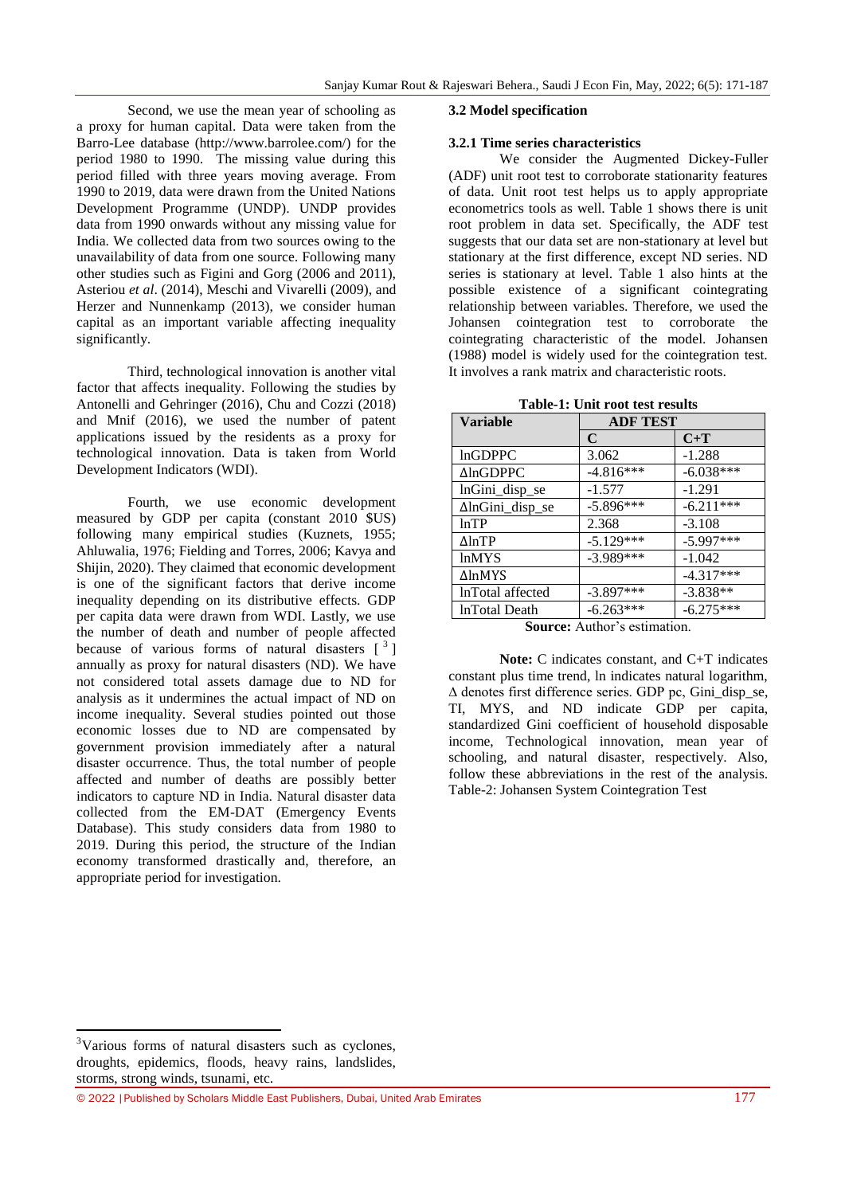Second, we use the mean year of schooling as a proxy for human capital. Data were taken from the Barro-Lee database (http://www.barrolee.com/) for the period 1980 to 1990. The missing value during this period filled with three years moving average. From 1990 to 2019, data were drawn from the United Nations Development Programme (UNDP). UNDP provides data from 1990 onwards without any missing value for India. We collected data from two sources owing to the unavailability of data from one source. Following many other studies such as Figini and Gorg (2006 and 2011), Asteriou *et al*. (2014), Meschi and Vivarelli (2009), and Herzer and Nunnenkamp (2013), we consider human capital as an important variable affecting inequality significantly.

Third, technological innovation is another vital factor that affects inequality. Following the studies by Antonelli and Gehringer (2016), Chu and Cozzi (2018) and Mnif (2016), we used the number of patent applications issued by the residents as a proxy for technological innovation. Data is taken from World Development Indicators (WDI).

Fourth, we use economic development measured by GDP per capita (constant 2010 $US) following many empirical studies (Kuznets, 1955; Ahluwalia, 1976; Fielding and Torres, 2006; Kavya and Shijin, 2020). They claimed that economic development is one of the significant factors that derive income inequality depending on its distributive effects. GDP per capita data were drawn from WDI. Lastly, we use the number of death and number of people affected because of various forms of natural disasters [3] annually as proxy for natural disasters (ND). We have not considered total assets damage due to ND for analysis as it undermines the actual impact of ND on income inequality. Several studies pointed out those economic losses due to ND are compensated by government provision immediately after a natural disaster occurrence. Thus, the total number of people affected and number of deaths are possibly better indicators to capture ND in India. Natural disaster data collected from the EM-DAT (Emergency Events Database). This study considers data from 1980 to 2019. During this period, the structure of the Indian economy transformed drastically and, therefore, an appropriate period for investigation.

### 3.2 Model specification

#### 3.2.1 Time series characteristics

We consider the Augmented Dickey-Fuller (ADF) unit root test to corroborate stationarity features of data. Unit root test helps us to apply appropriate econometrics tools as well. Table 1 shows there is unit root problem in data set. Specifically, the ADF test suggests that our data set are non-stationary at level but stationary at the first difference, except ND series. ND series is stationary at level. Table 1 also hints at the possible existence of a significant cointegrating relationship between variables. Therefore, we used the Johansen cointegration test to corroborate the cointegrating characteristic of the model. Johansen (1988) model is widely used for the cointegration test. It involves a rank matrix and characteristic roots.

**Table-1: Unit root test results**

| Variable | ADF TEST | |
|---|---|---|
| | C | C+T |
| lnGDPPC | 3.062 | -1.288 |
| ΔlnGDPPC | -4.816*** | -6.038*** |
| lnGini_disp_se | -1.577 | -1.291 |
| ΔlnGini_disp_se | -5.896*** | -6.211*** |
| lnTP | 2.368 | -3.108 |
| ΔlnTP | -5.129*** | -5.997*** |
| lnMYS | -3.989*** | -1.042 |
| ΔlnMYS | | -4.317*** |
| lnTotal affected | -3.897*** | -3.838** |
| lnTotal Death | -6.263*** | -6.275*** |

**Source:** Author's estimation.

**Note:** C indicates constant, and C+T indicates constant plus time trend, ln indicates natural logarithm, Δ denotes first difference series. GDP pc, Gini_disp_se, TI, MYS, and ND indicate GDP per capita, standardized Gini coefficient of household disposable income, Technological innovation, mean year of schooling, and natural disaster, respectively. Also, follow these abbreviations in the rest of the analysis.

Table-2: Johansen System Cointegration Test

[3] Various forms of natural disasters such as cyclones, droughts, epidemics, floods, heavy rains, landslides, storms, strong winds, tsunami, etc.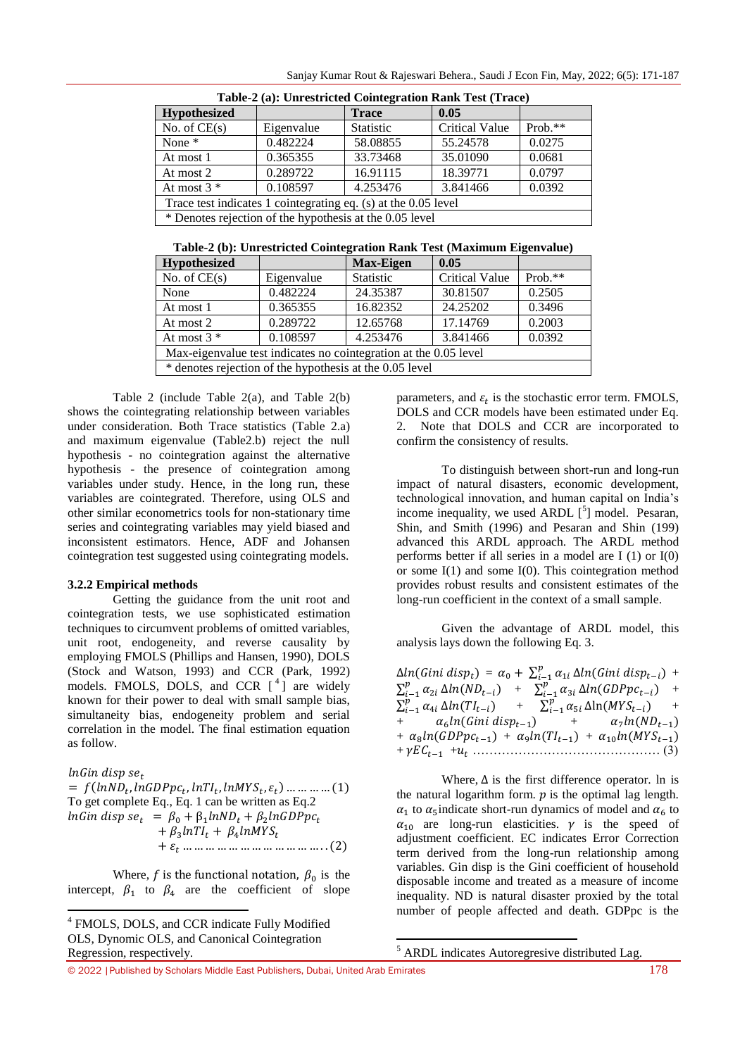**Table-2 (a): Unrestricted Cointegration Rank Test (Trace)**

| Hypothesized | | Trace | 0.05 | |
|---|---|---|---|---|
| No. of CE(s) | Eigenvalue | Statistic | Critical Value | Prob.** |
| None * | 0.482224 | 58.08855 | 55.24578 | 0.0275 |
| At most 1 | 0.365355 | 33.73468 | 35.01090 | 0.0681 |
| At most 2 | 0.289722 | 16.91115 | 18.39771 | 0.0797 |
| At most 3 * | 0.108597 | 4.253476 | 3.841466 | 0.0392 |
| Trace test indicates 1 cointegrating eq. (s) at the 0.05 level | | | | |
| * Denotes rejection of the hypothesis at the 0.05 level | | | | |

**Table-2 (b): Unrestricted Cointegration Rank Test (Maximum Eigenvalue)**

| Hypothesized | | Max-Eigen | 0.05 | |
|---|---|---|---|---|
| No. of CE(s) | Eigenvalue | Statistic | Critical Value | Prob.** |
| None | 0.482224 | 24.35387 | 30.81507 | 0.2505 |
| At most 1 | 0.365355 | 16.82352 | 24.25202 | 0.3496 |
| At most 2 | 0.289722 | 12.65768 | 17.14769 | 0.2003 |
| At most 3 * | 0.108597 | 4.253476 | 3.841466 | 0.0392 |
| Max-eigenvalue test indicates no cointegration at the 0.05 level | | | | |
| * denotes rejection of the hypothesis at the 0.05 level | | | | |

Table 2 (include Table 2(a), and Table 2(b) shows the cointegrating relationship between variables under consideration. Both Trace statistics (Table 2.a) and maximum eigenvalue (Table2.b) reject the null hypothesis - no cointegration against the alternative hypothesis - the presence of cointegration among variables under study. Hence, in the long run, these variables are cointegrated. Therefore, using OLS and other similar econometrics tools for non-stationary time series and cointegrating variables may yield biased and inconsistent estimators. Hence, ADF and Johansen cointegration test suggested using cointegrating models.

### 3.2.2 Empirical methods

Getting the guidance from the unit root and cointegration tests, we use sophisticated estimation techniques to circumvent problems of omitted variables, unit root, endogeneity, and reverse causality by employing FMOLS (Phillips and Hansen, 1990), DOLS (Stock and Watson, 1993) and CCR (Park, 1992) models. FMOLS, DOLS, and CCR [4] are widely known for their power to deal with small sample bias, simultaneity bias, endogeneity problem and serial correlation in the model. The final estimation equation as follow.

$$lnGin\ disp\ se_t = f(lnND_t, lnGDPpc_t, lnTI_t, lnMYS_t, \varepsilon_t) \dots\dots\dots (1)$$

To get complete Eq., Eq. 1 can be written as Eq.2

$$lnGin\ disp\ se_t = \beta_0 + \beta_1 lnND_t + \beta_2 lnGDPpc_t + \beta_3 lnTI_t + \beta_4 lnMYS_t + \varepsilon_t \dots\dots\dots (2)$$

Where, $f$ is the functional notation, $\beta_0$ is the intercept, $\beta_1$ to $\beta_4$ are the coefficient of slope parameters, and $\varepsilon_t$ is the stochastic error term. FMOLS, DOLS and CCR models have been estimated under Eq. 2. Note that DOLS and CCR are incorporated to confirm the consistency of results.

To distinguish between short-run and long-run impact of natural disasters, economic development, technological innovation, and human capital on India's income inequality, we used ARDL [5] model. Pesaran, Shin, and Smith (1996) and Pesaran and Shin (199) advanced this ARDL approach. The ARDL method performs better if all series in a model are I (1) or I(0) or some I(1) and some I(0). This cointegration method provides robust results and consistent estimates of the long-run coefficient in the context of a small sample.

Given the advantage of ARDL model, this analysis lays down the following Eq. 3.

$$\Delta ln(Gini\ disp_t) = \alpha_0 + \sum_{i-1}^{p} \alpha_{1i}\, \Delta ln(Gini\ disp_{t-i}) + \sum_{i-1}^{p} \alpha_{2i}\, \Delta ln(ND_{t-i}) + \sum_{i-1}^{p} \alpha_{3i}\, \Delta ln(GDPpc_{t-i}) + \sum_{i-1}^{p} \alpha_{4i}\, \Delta ln(TI_{t-i}) + \sum_{i-1}^{p} \alpha_{5i}\, \Delta ln(MYS_{t-i}) + \alpha_6 ln(Gini\ disp_{t-1}) + \alpha_7 ln(ND_{t-1}) + \alpha_8 ln(GDPpc_{t-1}) + \alpha_9 ln(TI_{t-1}) + \alpha_{10} ln(MYS_{t-1}) + \gamma EC_{t-1} + u_t \dots\dots (3)$$

Where, $\Delta$ is the first difference operator. ln is the natural logarithm form. $p$ is the optimal lag length. $\alpha_1$ to $\alpha_5$ indicate short-run dynamics of model and $\alpha_6$ to $\alpha_{10}$ are long-run elasticities. $\gamma$ is the speed of adjustment coefficient. EC indicates Error Correction term derived from the long-run relationship among variables. Gin disp is the Gini coefficient of household disposable income and treated as a measure of income inequality. ND is natural disaster proxied by the total number of people affected and death. GDPpc is the

---

[4] FMOLS, DOLS, and CCR indicate Fully Modified OLS, Dynomic OLS, and Canonical Cointegration Regression, respectively.

[5] ARDL indicates Autoregresive distributed Lag.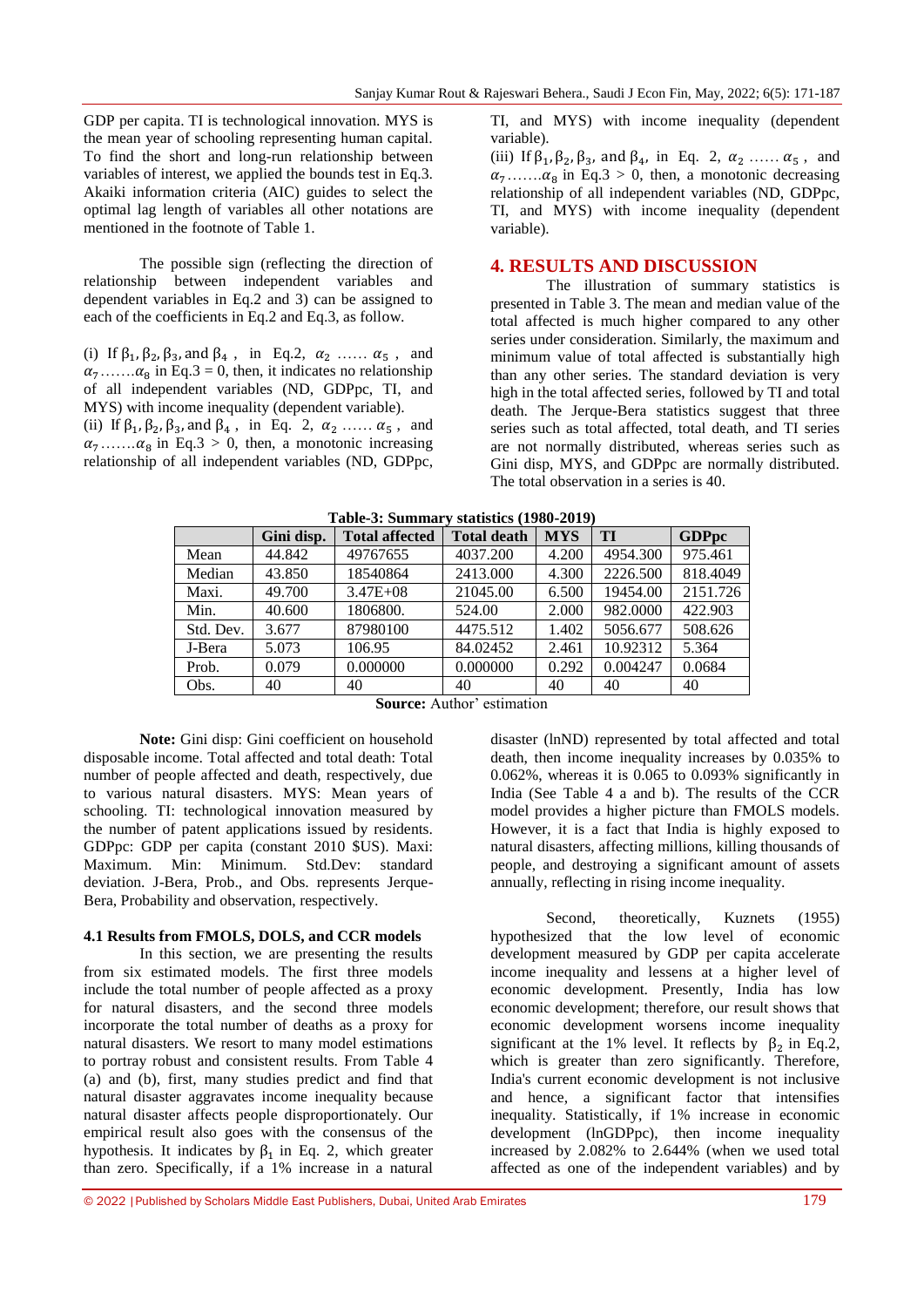GDP per capita. TI is technological innovation. MYS is the mean year of schooling representing human capital. To find the short and long-run relationship between variables of interest, we applied the bounds test in Eq.3. Akaiki information criteria (AIC) guides to select the optimal lag length of variables all other notations are mentioned in the footnote of Table 1.

The possible sign (reflecting the direction of relationship between independent variables and dependent variables in Eq.2 and 3) can be assigned to each of the coefficients in Eq.2 and Eq.3, as follow.

(i) If $\beta_1, \beta_2, \beta_3,$ and $\beta_4$ , in Eq.2, $\alpha_2 \ldots\ldots \alpha_5$ , and $\alpha_7 \ldots\ldots. \alpha_8$ in Eq.3 = 0, then, it indicates no relationship of all independent variables (ND, GDPpc, TI, and MYS) with income inequality (dependent variable).
(ii) If $\beta_1, \beta_2, \beta_3,$ and $\beta_4$ , in Eq. 2, $\alpha_2 \ldots\ldots \alpha_5$ , and $\alpha_7 \ldots\ldots. \alpha_8$ in Eq.3 > 0, then, a monotonic increasing relationship of all independent variables (ND, GDPpc, TI, and MYS) with income inequality (dependent variable).
(iii) If $\beta_1, \beta_2, \beta_3,$ and $\beta_4$, in Eq. 2, $\alpha_2 \ldots\ldots \alpha_5$ , and $\alpha_7 \ldots\ldots. \alpha_8$ in Eq.3 > 0, then, a monotonic decreasing relationship of all independent variables (ND, GDPpc, TI, and MYS) with income inequality (dependent variable).

## 4. RESULTS AND DISCUSSION

The illustration of summary statistics is presented in Table 3. The mean and median value of the total affected is much higher compared to any other series under consideration. Similarly, the maximum and minimum value of total affected is substantially high than any other series. The standard deviation is very high in the total affected series, followed by TI and total death. The Jerque-Bera statistics suggest that three series such as total affected, total death, and TI series are not normally distributed, whereas series such as Gini disp, MYS, and GDPpc are normally distributed. The total observation in a series is 40.

**Table-3: Summary statistics (1980-2019)**

| | Gini disp. | Total affected | Total death | MYS | TI | GDPpc |
|---|---|---|---|---|---|---|
| Mean | 44.842 | 49767655 | 4037.200 | 4.200 | 4954.300 | 975.461 |
| Median | 43.850 | 18540864 | 2413.000 | 4.300 | 2226.500 | 818.4049 |
| Maxi. | 49.700 | 3.47E+08 | 21045.00 | 6.500 | 19454.00 | 2151.726 |
| Min. | 40.600 | 1806800. | 524.00 | 2.000 | 982.0000 | 422.903 |
| Std. Dev. | 3.677 | 87980100 | 4475.512 | 1.402 | 5056.677 | 508.626 |
| J-Bera | 5.073 | 106.95 | 84.02452 | 2.461 | 10.92312 | 5.364 |
| Prob. | 0.079 | 0.000000 | 0.000000 | 0.292 | 0.004247 | 0.0684 |
| Obs. | 40 | 40 | 40 | 40 | 40 | 40 |

**Source:** Author' estimation

**Note:** Gini disp: Gini coefficient on household disposable income. Total affected and total death: Total number of people affected and death, respectively, due to various natural disasters. MYS: Mean years of schooling. TI: technological innovation measured by the number of patent applications issued by residents. GDPpc: GDP per capita (constant 2010 $US). Maxi: Maximum. Min: Minimum. Std.Dev: standard deviation. J-Bera, Prob., and Obs. represents Jerque-Bera, Probability and observation, respectively.

### 4.1 Results from FMOLS, DOLS, and CCR models

In this section, we are presenting the results from six estimated models. The first three models include the total number of people affected as a proxy for natural disasters, and the second three models incorporate the total number of deaths as a proxy for natural disasters. We resort to many model estimations to portray robust and consistent results. From Table 4 (a) and (b), first, many studies predict and find that natural disaster aggravates income inequality because natural disaster affects people disproportionately. Our empirical result also goes with the consensus of the hypothesis. It indicates by $\beta_1$ in Eq. 2, which greater than zero. Specifically, if a 1% increase in a natural disaster (lnND) represented by total affected and total death, then income inequality increases by 0.035% to 0.062%, whereas it is 0.065 to 0.093% significantly in India (See Table 4 a and b). The results of the CCR model provides a higher picture than FMOLS models. However, it is a fact that India is highly exposed to natural disasters, affecting millions, killing thousands of people, and destroying a significant amount of assets annually, reflecting in rising income inequality.

Second, theoretically, Kuznets (1955) hypothesized that the low level of economic development measured by GDP per capita accelerate income inequality and lessens at a higher level of economic development. Presently, India has low economic development; therefore, our result shows that economic development worsens income inequality significant at the 1% level. It reflects by $\beta_2$ in Eq.2, which is greater than zero significantly. Therefore, India's current economic development is not inclusive and hence, a significant factor that intensifies inequality. Statistically, if 1% increase in economic development (lnGDPpc), then income inequality increased by 2.082% to 2.644% (when we used total affected as one of the independent variables) and by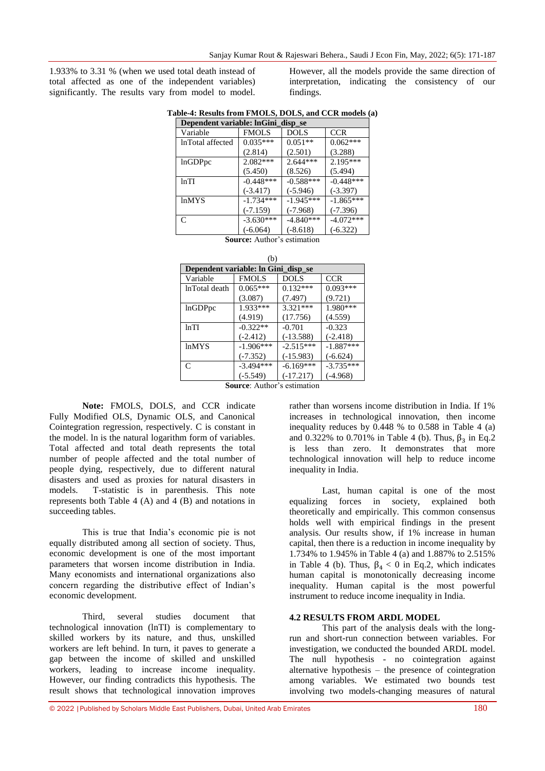1.933% to 3.31 % (when we used total death instead of total affected as one of the independent variables) significantly. The results vary from model to model. However, all the models provide the same direction of interpretation, indicating the consistency of our findings.

**Table-4: Results from FMOLS, DOLS, and CCR models (a)**

| Dependent variable: lnGini_disp_se | | | |
|---|---|---|---|
| Variable | FMOLS | DOLS | CCR |
| lnTotal affected | 0.035*** | 0.051** | 0.062*** |
| | (2.814) | (2.501) | (3.288) |
| lnGDPpc | 2.082*** | 2.644*** | 2.195*** |
| | (5.450) | (8.526) | (5.494) |
| lnTI | -0.448*** | -0.588*** | -0.448*** |
| | (-3.417) | (-5.946) | (-3.397) |
| lnMYS | -1.734*** | -1.945*** | -1.865*** |
| | (-7.159) | (-7.968) | (-7.396) |
| C | -3.630*** | -4.840*** | -4.072*** |
| | (-6.064) | (-8.618) | (-6.322) |

**Source:** Author's estimation

(b)

| Dependent variable: ln Gini_disp_se | | | |
|---|---|---|---|
| Variable | FMOLS | DOLS | CCR |
| lnTotal death | 0.065*** | 0.132*** | 0.093*** |
| | (3.087) | (7.497) | (9.721) |
| lnGDPpc | 1.933*** | 3.321*** | 1.980*** |
| | (4.919) | (17.756) | (4.559) |
| lnTI | -0.322** | -0.701 | -0.323 |
| | (-2.412) | (-13.588) | (-2.418) |
| lnMYS | -1.906*** | -2.515*** | -1.887*** |
| | (-7.352) | (-15.983) | (-6.624) |
| C | -3.494*** | -6.169*** | -3.735*** |
| | (-5.549) | (-17.217) | (-4.968) |

**Source**: Author's estimation

**Note:** FMOLS, DOLS, and CCR indicate Fully Modified OLS, Dynamic OLS, and Canonical Cointegration regression, respectively. C is constant in the model. ln is the natural logarithm form of variables. Total affected and total death represents the total number of people affected and the total number of people dying, respectively, due to different natural disasters and used as proxies for natural disasters in models. T-statistic is in parenthesis. This note represents both Table 4 (A) and 4 (B) and notations in succeeding tables.

This is true that India's economic pie is not equally distributed among all section of society. Thus, economic development is one of the most important parameters that worsen income distribution in India. Many economists and international organizations also concern regarding the distributive effect of Indian's economic development.

Third, several studies document that technological innovation (lnTI) is complementary to skilled workers by its nature, and thus, unskilled workers are left behind. In turn, it paves to generate a gap between the income of skilled and unskilled workers, leading to increase income inequality. However, our finding contradicts this hypothesis. The result shows that technological innovation improves rather than worsens income distribution in India. If 1% increases in technological innovation, then income inequality reduces by 0.448 % to 0.588 in Table 4 (a) and 0.322% to 0.701% in Table 4 (b). Thus, $\beta_3$ in Eq.2 is less than zero. It demonstrates that more technological innovation will help to reduce income inequality in India.

Last, human capital is one of the most equalizing forces in society, explained both theoretically and empirically. This common consensus holds well with empirical findings in the present analysis. Our results show, if 1% increase in human capital, then there is a reduction in income inequality by 1.734% to 1.945% in Table 4 (a) and 1.887% to 2.515% in Table 4 (b). Thus, $\beta_4 < 0$ in Eq.2, which indicates human capital is monotonically decreasing income inequality. Human capital is the most powerful instrument to reduce income inequality in India.

### 4.2 RESULTS FROM ARDL MODEL

This part of the analysis deals with the long-run and short-run connection between variables. For investigation, we conducted the bounded ARDL model. The null hypothesis - no cointegration against alternative hypothesis – the presence of cointegration among variables. We estimated two bounds test involving two models-changing measures of natural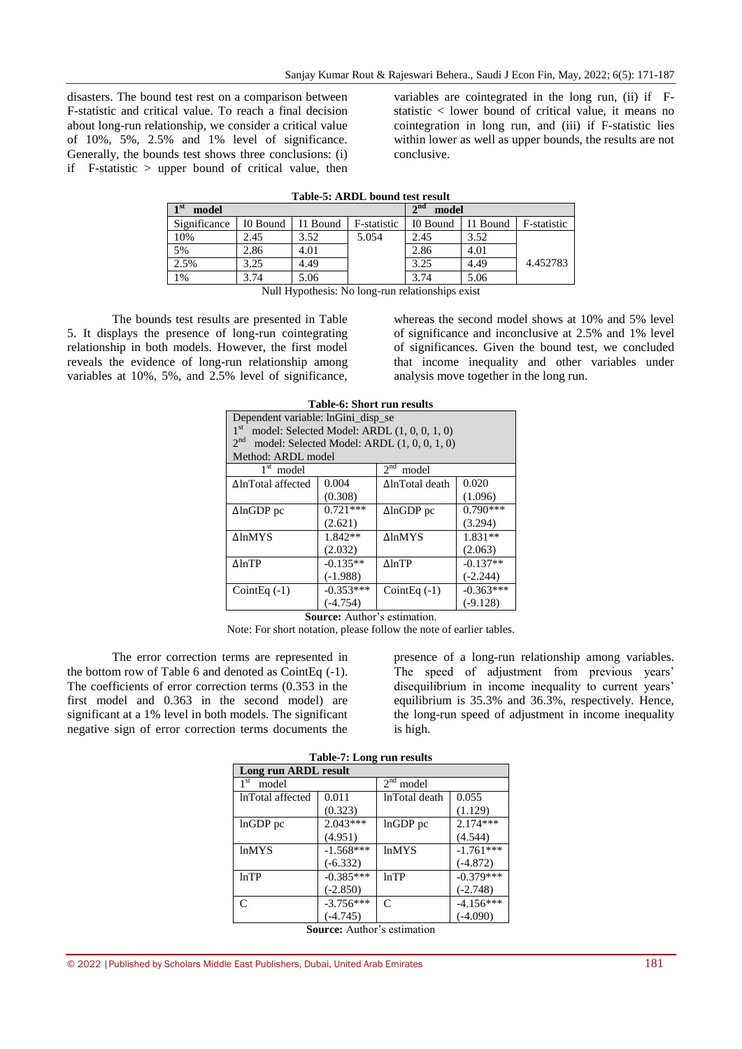disasters. The bound test rest on a comparison between F-statistic and critical value. To reach a final decision about long-run relationship, we consider a critical value of 10%, 5%, 2.5% and 1% level of significance. Generally, the bounds test shows three conclusions: (i) if F-statistic > upper bound of critical value, then variables are cointegrated in the long run, (ii) if F-statistic < lower bound of critical value, it means no cointegration in long run, and (iii) if F-statistic lies within lower as well as upper bounds, the results are not conclusive.

**Table-5: ARDL bound test result**

| 1st model | | | | 2nd model | | |
|---|---|---|---|---|---|---|
| Significance | I0 Bound | I1 Bound | F-statistic | I0 Bound | I1 Bound | F-statistic |
| 10% | 2.45 | 3.52 | 5.054 | 2.45 | 3.52 | 4.452783 |
| 5% | 2.86 | 4.01 | | 2.86 | 4.01 | |
| 2.5% | 3.25 | 4.49 | | 3.25 | 4.49 | |
| 1% | 3.74 | 5.06 | | 3.74 | 5.06 | |

Null Hypothesis: No long-run relationships exist

The bounds test results are presented in Table 5. It displays the presence of long-run cointegrating relationship in both models. However, the first model reveals the evidence of long-run relationship among variables at 10%, 5%, and 2.5% level of significance, whereas the second model shows at 10% and 5% level of significance and inconclusive at 2.5% and 1% level of significances. Given the bound test, we concluded that income inequality and other variables under analysis move together in the long run.

**Table-6: Short run results**

| Dependent variable: lnGini_disp_se<br>1st model: Selected Model: ARDL (1, 0, 0, 1, 0)<br>2nd model: Selected Model: ARDL (1, 0, 0, 1, 0)<br>Method: ARDL model | | | |
|---|---|---|---|
| 1st model | | 2nd model | |
| ΔlnTotal affected | 0.004<br>(0.308) | ΔlnTotal death | 0.020<br>(1.096) |
| ΔlnGDP pc | 0.721***<br>(2.621) | ΔlnGDP pc | 0.790***<br>(3.294) |
| ΔlnMYS | 1.842**<br>(2.032) | ΔlnMYS | 1.831**<br>(2.063) |
| ΔlnTP | -0.135**<br>(-1.988) | ΔlnTP | -0.137**<br>(-2.244) |
| CointEq (-1) | -0.353***<br>(-4.754) | CointEq (-1) | -0.363***<br>(-9.128) |

**Source:** Author's estimation.

Note: For short notation, please follow the note of earlier tables.

The error correction terms are represented in the bottom row of Table 6 and denoted as CointEq (-1). The coefficients of error correction terms (0.353 in the first model and 0.363 in the second model) are significant at a 1% level in both models. The significant negative sign of error correction terms documents the presence of a long-run relationship among variables. The speed of adjustment from previous years' disequilibrium in income inequality to current years' equilibrium is 35.3% and 36.3%, respectively. Hence, the long-run speed of adjustment in income inequality is high.

**Table-7: Long run results**

| **Long run ARDL result** | | | |
|---|---|---|---|
| 1st model | | 2nd model | |
| lnTotal affected | 0.011<br>(0.323) | lnTotal death | 0.055<br>(1.129) |
| lnGDP pc | 2.043***<br>(4.951) | lnGDP pc | 2.174***<br>(4.544) |
| lnMYS | -1.568***<br>(-6.332) | lnMYS | -1.761***<br>(-4.872) |
| lnTP | -0.385***<br>(-2.850) | lnTP | -0.379***<br>(-2.748) |
| C | -3.756***<br>(-4.745) | C | -4.156***<br>(-4.090) |

**Source:** Author's estimation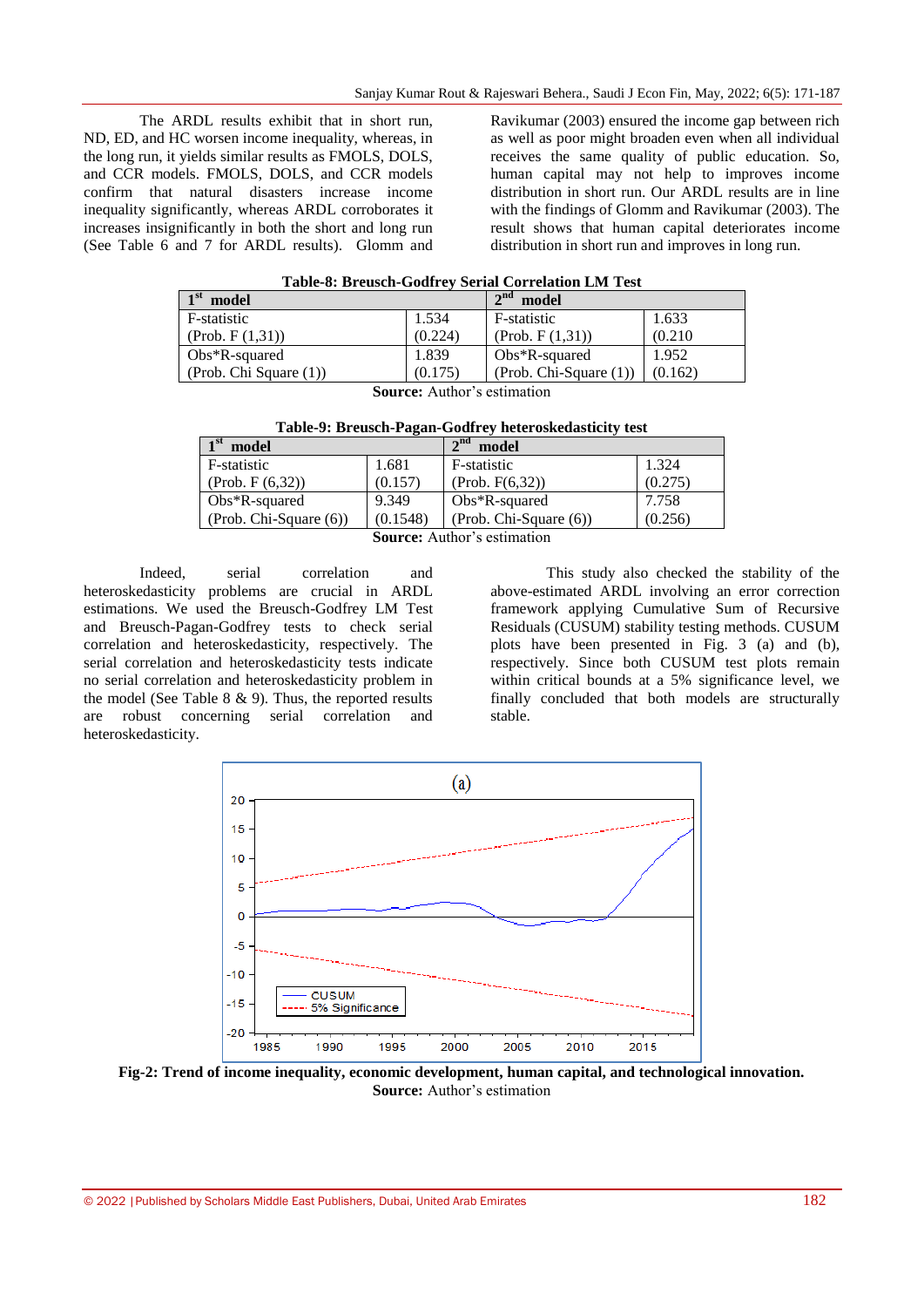The ARDL results exhibit that in short run, ND, ED, and HC worsen income inequality, whereas, in the long run, it yields similar results as FMOLS, DOLS, and CCR models. FMOLS, DOLS, and CCR models confirm that natural disasters increase income inequality significantly, whereas ARDL corroborates it increases insignificantly in both the short and long run (See Table 6 and 7 for ARDL results). Glomm and Ravikumar (2003) ensured the income gap between rich as well as poor might broaden even when all individual receives the same quality of public education. So, human capital may not help to improves income distribution in short run. Our ARDL results are in line with the findings of Glomm and Ravikumar (2003). The result shows that human capital deteriorates income distribution in short run and improves in long run.

**Table-8: Breusch-Godfrey Serial Correlation LM Test**

| 1st model | | 2nd model | |
|---|---|---|---|
| F-statistic (Prob. F (1,31)) | 1.534 (0.224) | F-statistic (Prob. F (1,31)) | 1.633 (0.210 |
| Obs*R-squared (Prob. Chi Square (1)) | 1.839 (0.175) | Obs*R-squared (Prob. Chi-Square (1)) | 1.952 (0.162) |

**Source:** Author's estimation

**Table-9: Breusch-Pagan-Godfrey heteroskedasticity test**

| 1st model | | 2nd model | |
|---|---|---|---|
| F-statistic (Prob. F (6,32)) | 1.681 (0.157) | F-statistic (Prob. F(6,32)) | 1.324 (0.275) |
| Obs*R-squared (Prob. Chi-Square (6)) | 9.349 (0.1548) | Obs*R-squared (Prob. Chi-Square (6)) | 7.758 (0.256) |

**Source:** Author's estimation

Indeed, serial correlation and heteroskedasticity problems are crucial in ARDL estimations. We used the Breusch-Godfrey LM Test and Breusch-Pagan-Godfrey tests to check serial correlation and heteroskedasticity, respectively. The serial correlation and heteroskedasticity tests indicate no serial correlation and heteroskedasticity problem in the model (See Table 8 & 9). Thus, the reported results are robust concerning serial correlation and heteroskedasticity.

This study also checked the stability of the above-estimated ARDL involving an error correction framework applying Cumulative Sum of Recursive Residuals (CUSUM) stability testing methods. CUSUM plots have been presented in Fig. 3 (a) and (b), respectively. Since both CUSUM test plots remain within critical bounds at a 5% significance level, we finally concluded that both models are structurally stable.

**Fig-2: Trend of income inequality, economic development, human capital, and technological innovation.**
**Source:** Author's estimation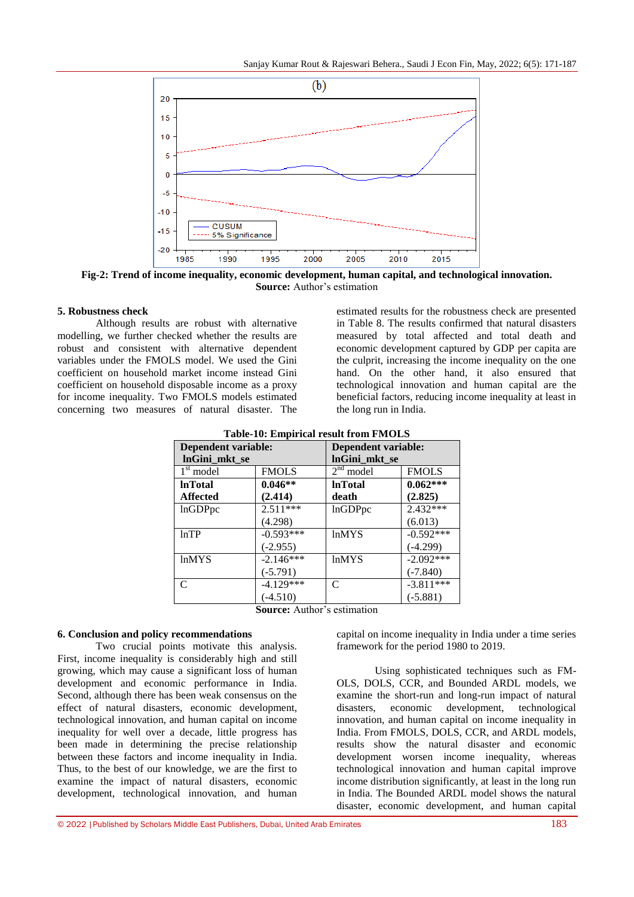Fig-2: Trend of income inequality, economic development, human capital, and technological innovation.

**Source:** Author's estimation

### 5. Robustness check

Although results are robust with alternative modelling, we further checked whether the results are robust and consistent with alternative dependent variables under the FMOLS model. We used the Gini coefficient on household market income instead Gini coefficient on household disposable income as a proxy for income inequality. Two FMOLS models estimated concerning two measures of natural disaster. The estimated results for the robustness check are presented in Table 8. The results confirmed that natural disasters measured by total affected and total death and economic development captured by GDP per capita are the culprit, increasing the income inequality on the one hand. On the other hand, it also ensured that technological innovation and human capital are the beneficial factors, reducing income inequality at least in the long run in India.

**Table-10: Empirical result from FMOLS**

| **Dependent variable: lnGini_mkt_se** | | **Dependent variable: lnGini_mkt_se** | |
|---|---|---|---|
| 1st model | FMOLS | 2nd model | FMOLS |
| **lnTotal Affected** | **0.046\*\* (2.414)** | **lnTotal death** | **0.062\*\*\* (2.825)** |
| lnGDPpc | 2.511*** (4.298) | lnGDPpc | 2.432*** (6.013) |
| lnTP | -0.593*** (-2.955) | lnMYS | -0.592*** (-4.299) |
| lnMYS | -2.146*** (-5.791) | lnMYS | -2.092*** (-7.840) |
| C | -4.129*** (-4.510) | C | -3.811*** (-5.881) |

**Source:** Author's estimation

### 6. Conclusion and policy recommendations

Two crucial points motivate this analysis. First, income inequality is considerably high and still growing, which may cause a significant loss of human development and economic performance in India. Second, although there has been weak consensus on the effect of natural disasters, economic development, technological innovation, and human capital on income inequality for well over a decade, little progress has been made in determining the precise relationship between these factors and income inequality in India. Thus, to the best of our knowledge, we are the first to examine the impact of natural disasters, economic development, technological innovation, and human capital on income inequality in India under a time series framework for the period 1980 to 2019.

Using sophisticated techniques such as FM-OLS, DOLS, CCR, and Bounded ARDL models, we examine the short-run and long-run impact of natural disasters, economic development, technological innovation, and human capital on income inequality in India. From FMOLS, DOLS, CCR, and ARDL models, results show the natural disaster and economic development worsen income inequality, whereas technological innovation and human capital improve income distribution significantly, at least in the long run in India. The Bounded ARDL model shows the natural disaster, economic development, and human capital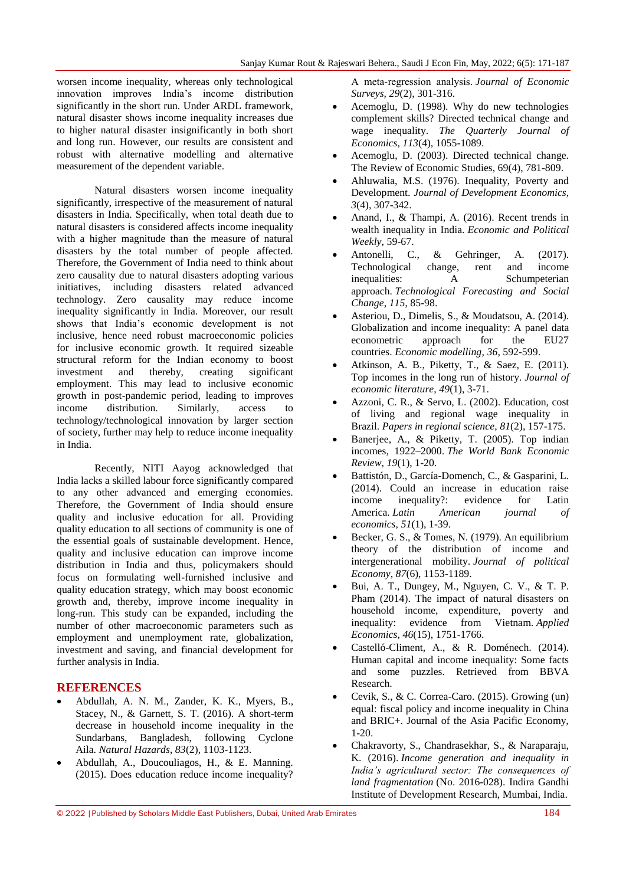worsen income inequality, whereas only technological innovation improves India's income distribution significantly in the short run. Under ARDL framework, natural disaster shows income inequality increases due to higher natural disaster insignificantly in both short and long run. However, our results are consistent and robust with alternative modelling and alternative measurement of the dependent variable.

Natural disasters worsen income inequality significantly, irrespective of the measurement of natural disasters in India. Specifically, when total death due to natural disasters is considered affects income inequality with a higher magnitude than the measure of natural disasters by the total number of people affected. Therefore, the Government of India need to think about zero causality due to natural disasters adopting various initiatives, including disasters related advanced technology. Zero causality may reduce income inequality significantly in India. Moreover, our result shows that India's economic development is not inclusive, hence need robust macroeconomic policies for inclusive economic growth. It required sizeable structural reform for the Indian economy to boost investment and thereby, creating significant employment. This may lead to inclusive economic growth in post-pandemic period, leading to improves income distribution. Similarly, access to technology/technological innovation by larger section of society, further may help to reduce income inequality in India.

Recently, NITI Aayog acknowledged that India lacks a skilled labour force significantly compared to any other advanced and emerging economies. Therefore, the Government of India should ensure quality and inclusive education for all. Providing quality education to all sections of community is one of the essential goals of sustainable development. Hence, quality and inclusive education can improve income distribution in India and thus, policymakers should focus on formulating well-furnished inclusive and quality education strategy, which may boost economic growth and, thereby, improve income inequality in long-run. This study can be expanded, including the number of other macroeconomic parameters such as employment and unemployment rate, globalization, investment and saving, and financial development for further analysis in India.

## REFERENCES

- Abdullah, A. N. M., Zander, K. K., Myers, B., Stacey, N., & Garnett, S. T. (2016). A short-term decrease in household income inequality in the Sundarbans, Bangladesh, following Cyclone Aila. *Natural Hazards*, *83*(2), 1103-1123.
- Abdullah, A., Doucouliagos, H., & E. Manning. (2015). Does education reduce income inequality? A meta-regression analysis. *Journal of Economic Surveys, 29*(2), 301-316.
- Acemoglu, D. (1998). Why do new technologies complement skills? Directed technical change and wage inequality. *The Quarterly Journal of Economics, 113*(4), 1055-1089.
- Acemoglu, D. (2003). Directed technical change. The Review of Economic Studies, 69(4), 781-809.
- Ahluwalia, M.S. (1976). Inequality, Poverty and Development. *Journal of Development Economics, 3*(4), 307-342.
- Anand, I., & Thampi, A. (2016). Recent trends in wealth inequality in India. *Economic and Political Weekly*, 59-67.
- Antonelli, C., & Gehringer, A. (2017). Technological change, rent and income inequalities: A Schumpeterian approach. *Technological Forecasting and Social Change*, *115*, 85-98.
- Asteriou, D., Dimelis, S., & Moudatsou, A. (2014). Globalization and income inequality: A panel data econometric approach for the EU27 countries. *Economic modelling*, *36*, 592-599.
- Atkinson, A. B., Piketty, T., & Saez, E. (2011). Top incomes in the long run of history. *Journal of economic literature*, *49*(1), 3-71.
- Azzoni, C. R., & Servo, L. (2002). Education, cost of living and regional wage inequality in Brazil. *Papers in regional science*, *81*(2), 157-175.
- Banerjee, A., & Piketty, T. (2005). Top indian incomes, 1922–2000. *The World Bank Economic Review*, *19*(1), 1-20.
- Battistón, D., García-Domench, C., & Gasparini, L. (2014). Could an increase in education raise income inequality?: evidence for Latin America. *Latin American journal of economics*, *51*(1), 1-39.
- Becker, G. S., & Tomes, N. (1979). An equilibrium theory of the distribution of income and intergenerational mobility. *Journal of political Economy*, *87*(6), 1153-1189.
- Bui, A. T., Dungey, M., Nguyen, C. V., & T. P. Pham (2014). The impact of natural disasters on household income, expenditure, poverty and inequality: evidence from Vietnam. *Applied Economics, 46*(15), 1751-1766.
- Castelló-Climent, A., & R. Doménech. (2014). Human capital and income inequality: Some facts and some puzzles. Retrieved from BBVA Research.
- Cevik, S., & C. Correa-Caro. (2015). Growing (un) equal: fiscal policy and income inequality in China and BRIC+. Journal of the Asia Pacific Economy, 1-20.
- Chakravorty, S., Chandrasekhar, S., & Naraparaju, K. (2016). *Income generation and inequality in India's agricultural sector: The consequences of land fragmentation* (No. 2016-028). Indira Gandhi Institute of Development Research, Mumbai, India.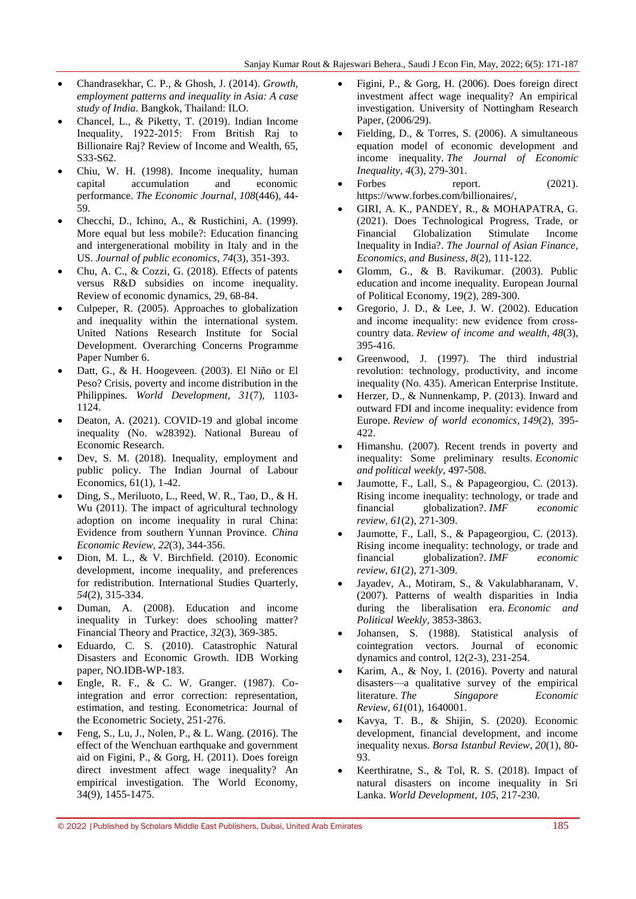- Chandrasekhar, C. P., & Ghosh, J. (2014). *Growth, employment patterns and inequality in Asia: A case study of India*. Bangkok, Thailand: ILO.
- Chancel, L., & Piketty, T. (2019). Indian Income Inequality, 1922-2015: From British Raj to Billionaire Raj? Review of Income and Wealth, 65, S33-S62.
- Chiu, W. H. (1998). Income inequality, human capital accumulation and economic performance. *The Economic Journal*, *108*(446), 44-59.
- Checchi, D., Ichino, A., & Rustichini, A. (1999). More equal but less mobile?: Education financing and intergenerational mobility in Italy and in the US. *Journal of public economics*, *74*(3), 351-393.
- Chu, A. C., & Cozzi, G. (2018). Effects of patents versus R&D subsidies on income inequality. Review of economic dynamics, 29, 68-84.
- Culpeper, R. (2005). Approaches to globalization and inequality within the international system. United Nations Research Institute for Social Development. Overarching Concerns Programme Paper Number 6.
- Datt, G., & H. Hoogeveen. (2003). El Niño or El Peso? Crisis, poverty and income distribution in the Philippines. *World Development, 31*(7), 1103-1124.
- Deaton, A. (2021). COVID-19 and global income inequality (No. w28392). National Bureau of Economic Research.
- Dev, S. M. (2018). Inequality, employment and public policy. The Indian Journal of Labour Economics, 61(1), 1-42.
- Ding, S., Meriluoto, L., Reed, W. R., Tao, D., & H. Wu (2011). The impact of agricultural technology adoption on income inequality in rural China: Evidence from southern Yunnan Province. *China Economic Review, 22*(3), 344-356.
- Dion, M. L., & V. Birchfield. (2010). Economic development, income inequality, and preferences for redistribution. International Studies Quarterly, *54*(2), 315-334.
- Duman, A. (2008). Education and income inequality in Turkey: does schooling matter? Financial Theory and Practice, *32*(3), 369-385.
- Eduardo, C. S. (2010). Catastrophic Natural Disasters and Economic Growth. IDB Working paper, NO.IDB-WP-183.
- Engle, R. F., & C. W. Granger. (1987). Co-integration and error correction: representation, estimation, and testing. Econometrica: Journal of the Econometric Society, 251-276.
- Feng, S., Lu, J., Nolen, P., & L. Wang. (2016). The effect of the Wenchuan earthquake and government aid on Figini, P., & Gorg, H. (2011). Does foreign direct investment affect wage inequality? An empirical investigation. The World Economy, 34(9), 1455-1475.
- Figini, P., & Gorg, H. (2006). Does foreign direct investment affect wage inequality? An empirical investigation. University of Nottingham Research Paper, (2006/29).
- Fielding, D., & Torres, S. (2006). A simultaneous equation model of economic development and income inequality. *The Journal of Economic Inequality*, *4*(3), 279-301.
- Forbes report. (2021). https://www.forbes.com/billionaires/,
- GIRI, A. K., PANDEY, R., & MOHAPATRA, G. (2021). Does Technological Progress, Trade, or Financial Globalization Stimulate Income Inequality in India?. *The Journal of Asian Finance, Economics, and Business*, *8*(2), 111-122.
- Glomm, G., & B. Ravikumar. (2003). Public education and income inequality. European Journal of Political Economy, 19(2), 289-300.
- Gregorio, J. D., & Lee, J. W. (2002). Education and income inequality: new evidence from cross-country data. *Review of income and wealth*, *48*(3), 395-416.
- Greenwood, J. (1997). The third industrial revolution: technology, productivity, and income inequality (No. 435). American Enterprise Institute.
- Herzer, D., & Nunnenkamp, P. (2013). Inward and outward FDI and income inequality: evidence from Europe. *Review of world economics*, *149*(2), 395-422.
- Himanshu. (2007). Recent trends in poverty and inequality: Some preliminary results. *Economic and political weekly*, 497-508.
- Jaumotte, F., Lall, S., & Papageorgiou, C. (2013). Rising income inequality: technology, or trade and financial globalization?. *IMF economic review, 61*(2), 271-309.
- Jaumotte, F., Lall, S., & Papageorgiou, C. (2013). Rising income inequality: technology, or trade and financial globalization?. *IMF economic review, 61*(2), 271-309.
- Jayadev, A., Motiram, S., & Vakulabharanam, V. (2007). Patterns of wealth disparities in India during the liberalisation era. *Economic and Political Weekly*, 3853-3863.
- Johansen, S. (1988). Statistical analysis of cointegration vectors. Journal of economic dynamics and control, 12(2-3), 231-254.
- Karim, A., & Noy, I. (2016). Poverty and natural disasters—a qualitative survey of the empirical literature. *The Singapore Economic Review*, *61*(01), 1640001.
- Kavya, T. B., & Shijin, S. (2020). Economic development, financial development, and income inequality nexus. *Borsa Istanbul Review*, *20*(1), 80-93.
- Keerthiratne, S., & Tol, R. S. (2018). Impact of natural disasters on income inequality in Sri Lanka. *World Development*, *105*, 217-230.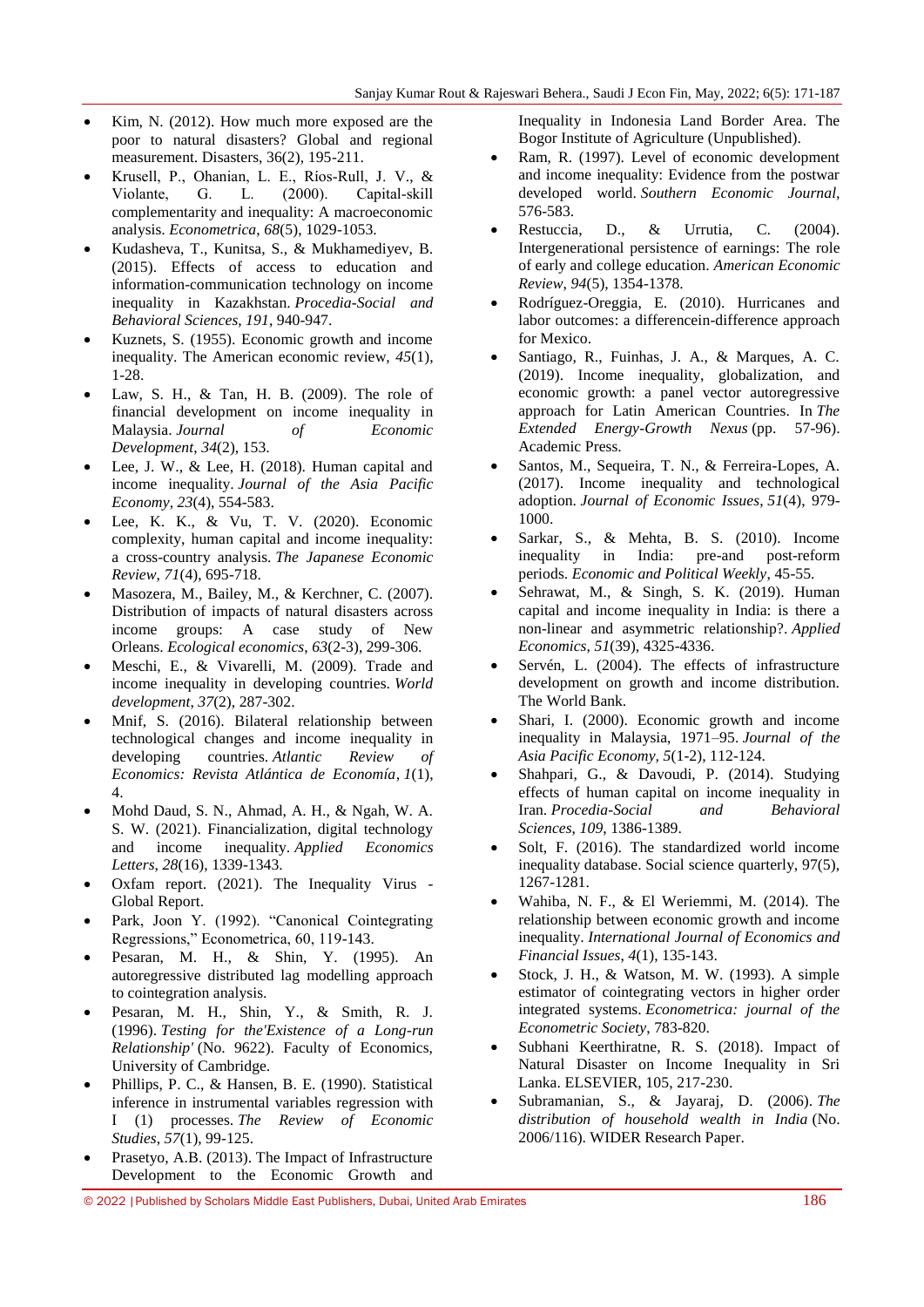- Kim, N. (2012). How much more exposed are the poor to natural disasters? Global and regional measurement. Disasters, 36(2), 195-211.
- Krusell, P., Ohanian, L. E., Ríos-Rull, J. V., & Violante, G. L. (2000). Capital-skill complementarity and inequality: A macroeconomic analysis. *Econometrica*, *68*(5), 1029-1053.
- Kudasheva, T., Kunitsa, S., & Mukhamediyev, B. (2015). Effects of access to education and information-communication technology on income inequality in Kazakhstan. *Procedia-Social and Behavioral Sciences*, *191*, 940-947.
- Kuznets, S. (1955). Economic growth and income inequality. The American economic review, *45*(1), 1-28.
- Law, S. H., & Tan, H. B. (2009). The role of financial development on income inequality in Malaysia. *Journal of Economic Development*, *34*(2), 153.
- Lee, J. W., & Lee, H. (2018). Human capital and income inequality. *Journal of the Asia Pacific Economy*, *23*(4), 554-583.
- Lee, K. K., & Vu, T. V. (2020). Economic complexity, human capital and income inequality: a cross-country analysis. *The Japanese Economic Review*, *71*(4), 695-718.
- Masozera, M., Bailey, M., & Kerchner, C. (2007). Distribution of impacts of natural disasters across income groups: A case study of New Orleans. *Ecological economics*, *63*(2-3), 299-306.
- Meschi, E., & Vivarelli, M. (2009). Trade and income inequality in developing countries. *World development*, *37*(2), 287-302.
- Mnif, S. (2016). Bilateral relationship between technological changes and income inequality in developing countries. *Atlantic Review of Economics: Revista Atlántica de Economía*, *1*(1), 4.
- Mohd Daud, S. N., Ahmad, A. H., & Ngah, W. A. S. W. (2021). Financialization, digital technology and income inequality. *Applied Economics Letters*, *28*(16), 1339-1343.
- Oxfam report. (2021). The Inequality Virus - Global Report.
- Park, Joon Y. (1992). "Canonical Cointegrating Regressions," Econometrica, 60, 119-143.
- Pesaran, M. H., & Shin, Y. (1995). An autoregressive distributed lag modelling approach to cointegration analysis.
- Pesaran, M. H., Shin, Y., & Smith, R. J. (1996). *Testing for the'Existence of a Long-run Relationship'* (No. 9622). Faculty of Economics, University of Cambridge.
- Phillips, P. C., & Hansen, B. E. (1990). Statistical inference in instrumental variables regression with I (1) processes. *The Review of Economic Studies*, *57*(1), 99-125.
- Prasetyo, A.B. (2013). The Impact of Infrastructure Development to the Economic Growth and Inequality in Indonesia Land Border Area. The Bogor Institute of Agriculture (Unpublished).
- Ram, R. (1997). Level of economic development and income inequality: Evidence from the postwar developed world. *Southern Economic Journal*, 576-583.
- Restuccia, D., & Urrutia, C. (2004). Intergenerational persistence of earnings: The role of early and college education. *American Economic Review*, *94*(5), 1354-1378.
- Rodríguez-Oreggia, E. (2010). Hurricanes and labor outcomes: a differencein-difference approach for Mexico.
- Santiago, R., Fuinhas, J. A., & Marques, A. C. (2019). Income inequality, globalization, and economic growth: a panel vector autoregressive approach for Latin American Countries. In *The Extended Energy-Growth Nexus* (pp. 57-96). Academic Press.
- Santos, M., Sequeira, T. N., & Ferreira-Lopes, A. (2017). Income inequality and technological adoption. *Journal of Economic Issues*, *51*(4), 979-1000.
- Sarkar, S., & Mehta, B. S. (2010). Income inequality in India: pre-and post-reform periods. *Economic and Political Weekly*, 45-55.
- Sehrawat, M., & Singh, S. K. (2019). Human capital and income inequality in India: is there a non-linear and asymmetric relationship?. *Applied Economics*, *51*(39), 4325-4336.
- Servén, L. (2004). The effects of infrastructure development on growth and income distribution. The World Bank.
- Shari, I. (2000). Economic growth and income inequality in Malaysia, 1971–95. *Journal of the Asia Pacific Economy*, *5*(1-2), 112-124.
- Shahpari, G., & Davoudi, P. (2014). Studying effects of human capital on income inequality in Iran. *Procedia-Social and Behavioral Sciences*, *109*, 1386-1389.
- Solt, F. (2016). The standardized world income inequality database. Social science quarterly, 97(5), 1267-1281.
- Wahiba, N. F., & El Weriemmi, M. (2014). The relationship between economic growth and income inequality. *International Journal of Economics and Financial Issues*, *4*(1), 135-143.
- Stock, J. H., & Watson, M. W. (1993). A simple estimator of cointegrating vectors in higher order integrated systems. *Econometrica: journal of the Econometric Society*, 783-820.
- Subhani Keerthiratne, R. S. (2018). Impact of Natural Disaster on Income Inequality in Sri Lanka. ELSEVIER, 105, 217-230.
- Subramanian, S., & Jayaraj, D. (2006). *The distribution of household wealth in India* (No. 2006/116). WIDER Research Paper.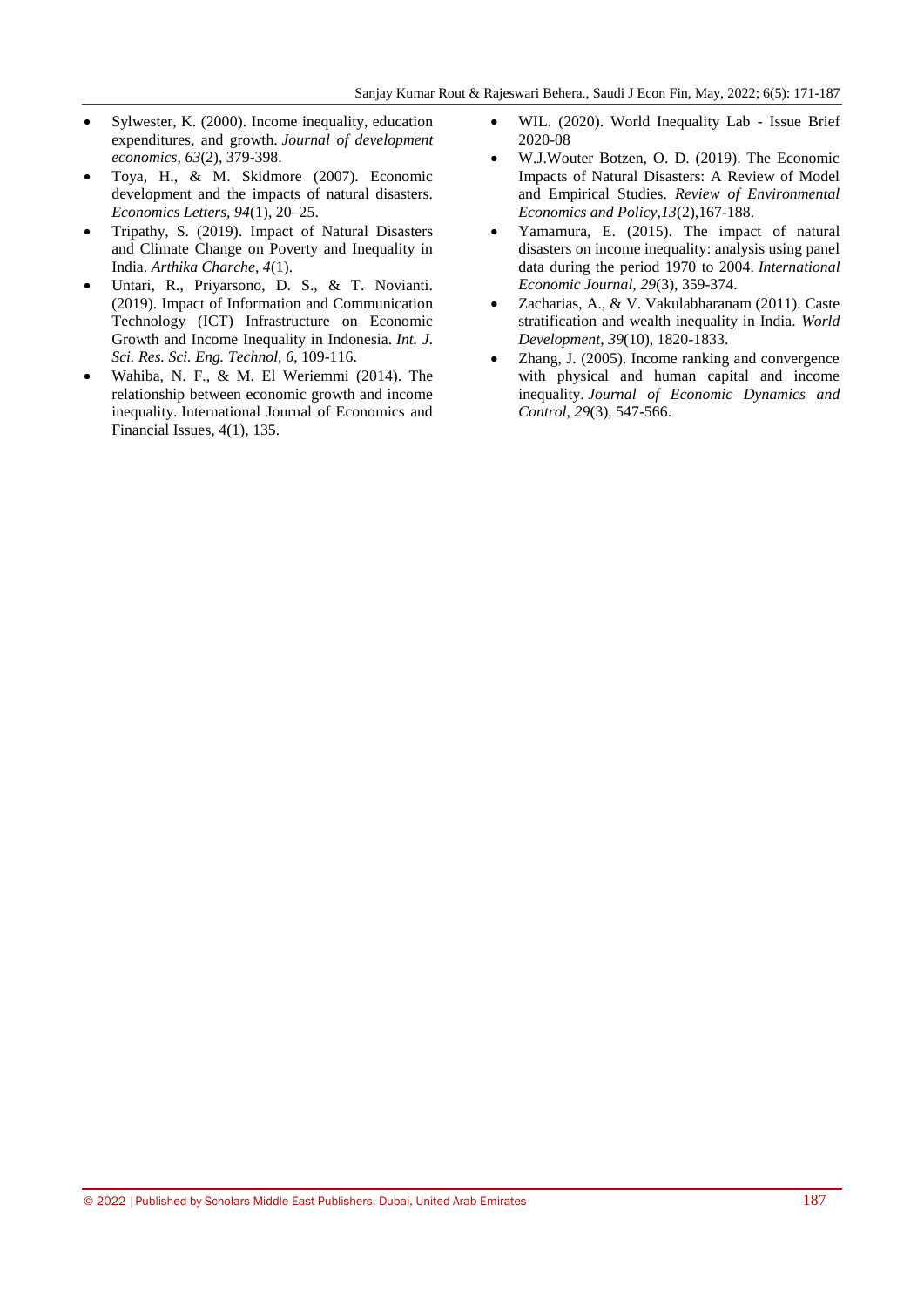- Sylwester, K. (2000). Income inequality, education expenditures, and growth. *Journal of development economics*, *63*(2), 379-398.
- Toya, H., & M. Skidmore (2007). Economic development and the impacts of natural disasters. *Economics Letters*, *94*(1), 20–25.
- Tripathy, S. (2019). Impact of Natural Disasters and Climate Change on Poverty and Inequality in India. *Arthika Charche*, *4*(1).
- Untari, R., Priyarsono, D. S., & T. Novianti. (2019). Impact of Information and Communication Technology (ICT) Infrastructure on Economic Growth and Income Inequality in Indonesia. *Int. J. Sci. Res. Sci. Eng. Technol*, *6*, 109-116.
- Wahiba, N. F., & M. El Weriemmi (2014). The relationship between economic growth and income inequality. International Journal of Economics and Financial Issues, 4(1), 135.
- WIL. (2020). World Inequality Lab - Issue Brief 2020-08
- W.J.Wouter Botzen, O. D. (2019). The Economic Impacts of Natural Disasters: A Review of Model and Empirical Studies. *Review of Environmental Economics and Policy*,*13*(2),167-188.
- Yamamura, E. (2015). The impact of natural disasters on income inequality: analysis using panel data during the period 1970 to 2004. *International Economic Journal*, *29*(3), 359-374.
- Zacharias, A., & V. Vakulabharanam (2011). Caste stratification and wealth inequality in India. *World Development*, *39*(10), 1820-1833.
- Zhang, J. (2005). Income ranking and convergence with physical and human capital and income inequality. *Journal of Economic Dynamics and Control*, *29*(3), 547-566.